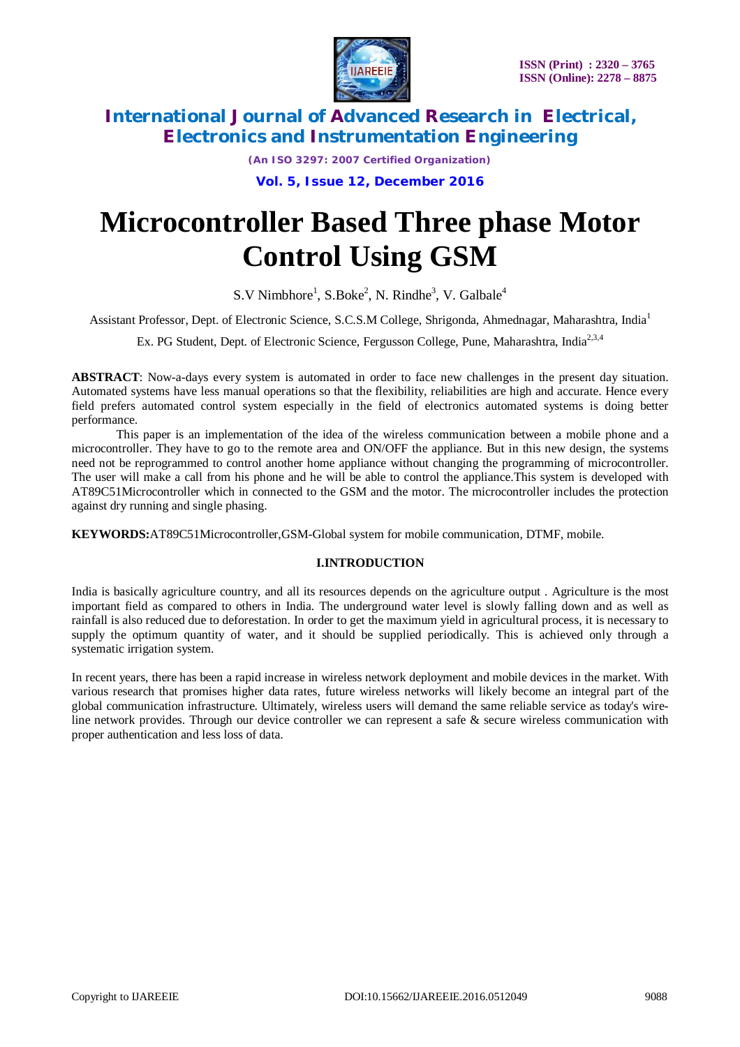# Microcontroller Based Three phase Motor Control Using GSM

S.V Nimbhore[1], S.Boke[2], N. Rindhe[3], V. Galbale[4]

Assistant Professor, Dept. of Electronic Science, S.C.S.M College, Shrigonda, Ahmednagar, Maharashtra, India[1]

Ex. PG Student, Dept. of Electronic Science, Fergusson College, Pune, Maharashtra, India[2,3,4]

**ABSTRACT**: Now-a-days every system is automated in order to face new challenges in the present day situation. Automated systems have less manual operations so that the flexibility, reliabilities are high and accurate. Hence every field prefers automated control system especially in the field of electronics automated systems is doing better performance.

This paper is an implementation of the idea of the wireless communication between a mobile phone and a microcontroller. They have to go to the remote area and ON/OFF the appliance. But in this new design, the systems need not be reprogrammed to control another home appliance without changing the programming of microcontroller. The user will make a call from his phone and he will be able to control the appliance.This system is developed with AT89C51Microcontroller which in connected to the GSM and the motor. The microcontroller includes the protection against dry running and single phasing.

**KEYWORDS:**AT89C51Microcontroller,GSM-Global system for mobile communication, DTMF, mobile.

## I.INTRODUCTION

India is basically agriculture country, and all its resources depends on the agriculture output . Agriculture is the most important field as compared to others in India. The underground water level is slowly falling down and as well as rainfall is also reduced due to deforestation. In order to get the maximum yield in agricultural process, it is necessary to supply the optimum quantity of water, and it should be supplied periodically. This is achieved only through a systematic irrigation system.

In recent years, there has been a rapid increase in wireless network deployment and mobile devices in the market. With various research that promises higher data rates, future wireless networks will likely become an integral part of the global communication infrastructure. Ultimately, wireless users will demand the same reliable service as today's wire-line network provides. Through our device controller we can represent a safe & secure wireless communication with proper authentication and less loss of data.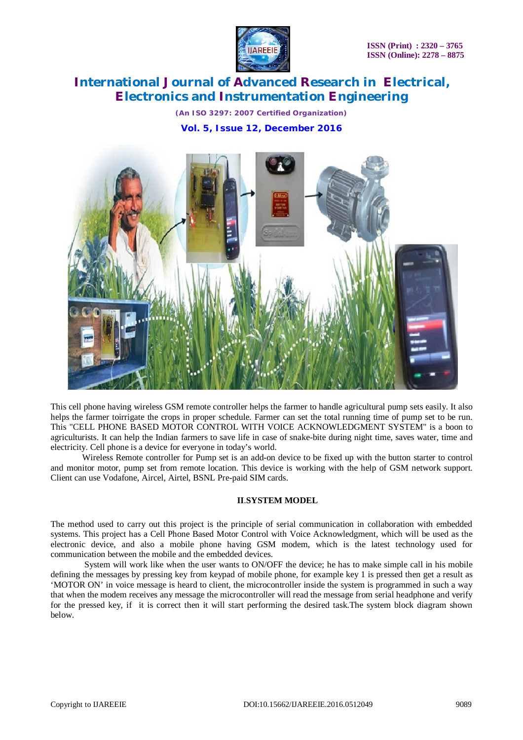This cell phone having wireless GSM remote controller helps the farmer to handle agricultural pump sets easily. It also helps the farmer toirrigate the crops in proper schedule. Farmer can set the total running time of pump set to be run. This "CELL PHONE BASED MOTOR CONTROL WITH VOICE ACKNOWLEDGMENT SYSTEM" is a boon to agriculturists. It can help the Indian farmers to save life in case of snake-bite during night time, saves water, time and electricity. Cell phone is a device for everyone in today's world.

Wireless Remote controller for Pump set is an add-on device to be fixed up with the button starter to control and monitor motor, pump set from remote location. This device is working with the help of GSM network support. Client can use Vodafone, Aircel, Airtel, BSNL Pre-paid SIM cards.

## II.SYSTEM MODEL

The method used to carry out this project is the principle of serial communication in collaboration with embedded systems. This project has a Cell Phone Based Motor Control with Voice Acknowledgment, which will be used as the electronic device, and also a mobile phone having GSM modem, which is the latest technology used for communication between the mobile and the embedded devices.

System will work like when the user wants to ON/OFF the device; he has to make simple call in his mobile defining the messages by pressing key from keypad of mobile phone, for example key 1 is pressed then get a result as 'MOTOR ON' in voice message is heard to client, the microcontroller inside the system is programmed in such a way that when the modem receives any message the microcontroller will read the message from serial headphone and verify for the pressed key, if it is correct then it will start performing the desired task.The system block diagram shown below.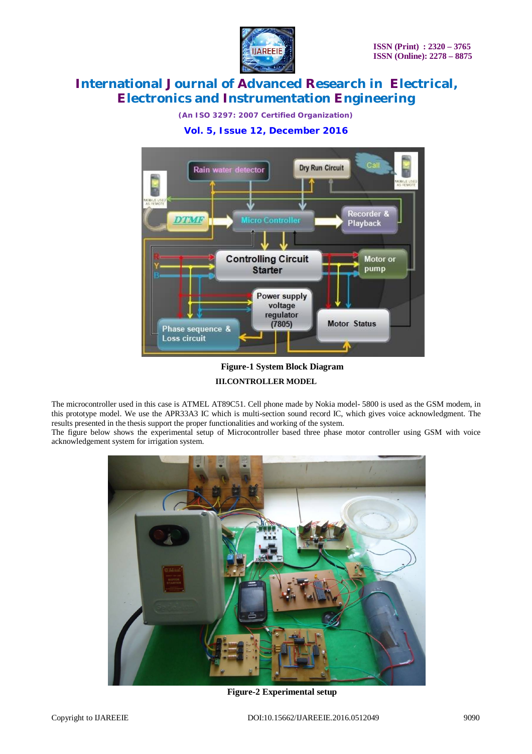Figure-1 System Block Diagram

## III.CONTROLLER MODEL

The microcontroller used in this case is ATMEL AT89C51. Cell phone made by Nokia model- 5800 is used as the GSM modem, in this prototype model. We use the APR33A3 IC which is multi-section sound record IC, which gives voice acknowledgment. The results presented in the thesis support the proper functionalities and working of the system.

The figure below shows the experimental setup of Microcontroller based three phase motor controller using GSM with voice acknowledgement system for irrigation system.

Figure-2 Experimental setup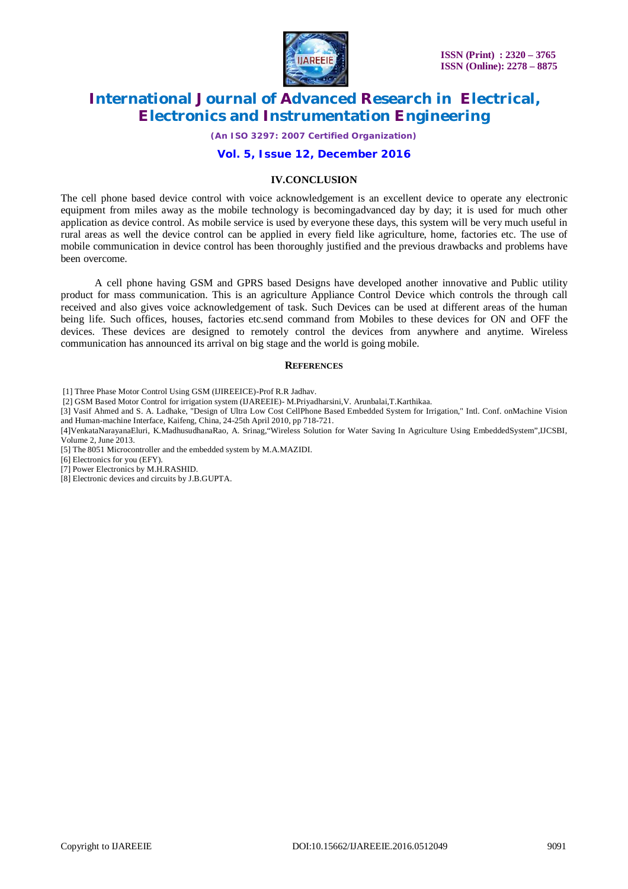## IV.CONCLUSION

The cell phone based device control with voice acknowledgement is an excellent device to operate any electronic equipment from miles away as the mobile technology is becomingadvanced day by day; it is used for much other application as device control. As mobile service is used by everyone these days, this system will be very much useful in rural areas as well the device control can be applied in every field like agriculture, home, factories etc. The use of mobile communication in device control has been thoroughly justified and the previous drawbacks and problems have been overcome.

A cell phone having GSM and GPRS based Designs have developed another innovative and Public utility product for mass communication. This is an agriculture Appliance Control Device which controls the through call received and also gives voice acknowledgement of task. Such Devices can be used at different areas of the human being life. Such offices, houses, factories etc.send command from Mobiles to these devices for ON and OFF the devices. These devices are designed to remotely control the devices from anywhere and anytime. Wireless communication has announced its arrival on big stage and the world is going mobile.

## REFERENCES

[1] Three Phase Motor Control Using GSM (IJIREEICE)-Prof R.R Jadhav.

[2] GSM Based Motor Control for irrigation system (IJAREEIE)- M.Priyadharsini,V. Arunbalai,T.Karthikaa.

[3] Vasif Ahmed and S. A. Ladhake, "Design of Ultra Low Cost CellPhone Based Embedded System for Irrigation," Intl. Conf. onMachine Vision and Human-machine Interface, Kaifeng, China, 24-25th April 2010, pp 718-721.

[4]VenkataNarayanaEluri, K.MadhusudhanaRao, A. Srinag,"Wireless Solution for Water Saving In Agriculture Using EmbeddedSystem",IJCSBI, Volume 2, June 2013.

[5] The 8051 Microcontroller and the embedded system by M.A.MAZIDI.

[6] Electronics for you (EFY).

[7] Power Electronics by M.H.RASHID.

[8] Electronic devices and circuits by J.B.GUPTA.